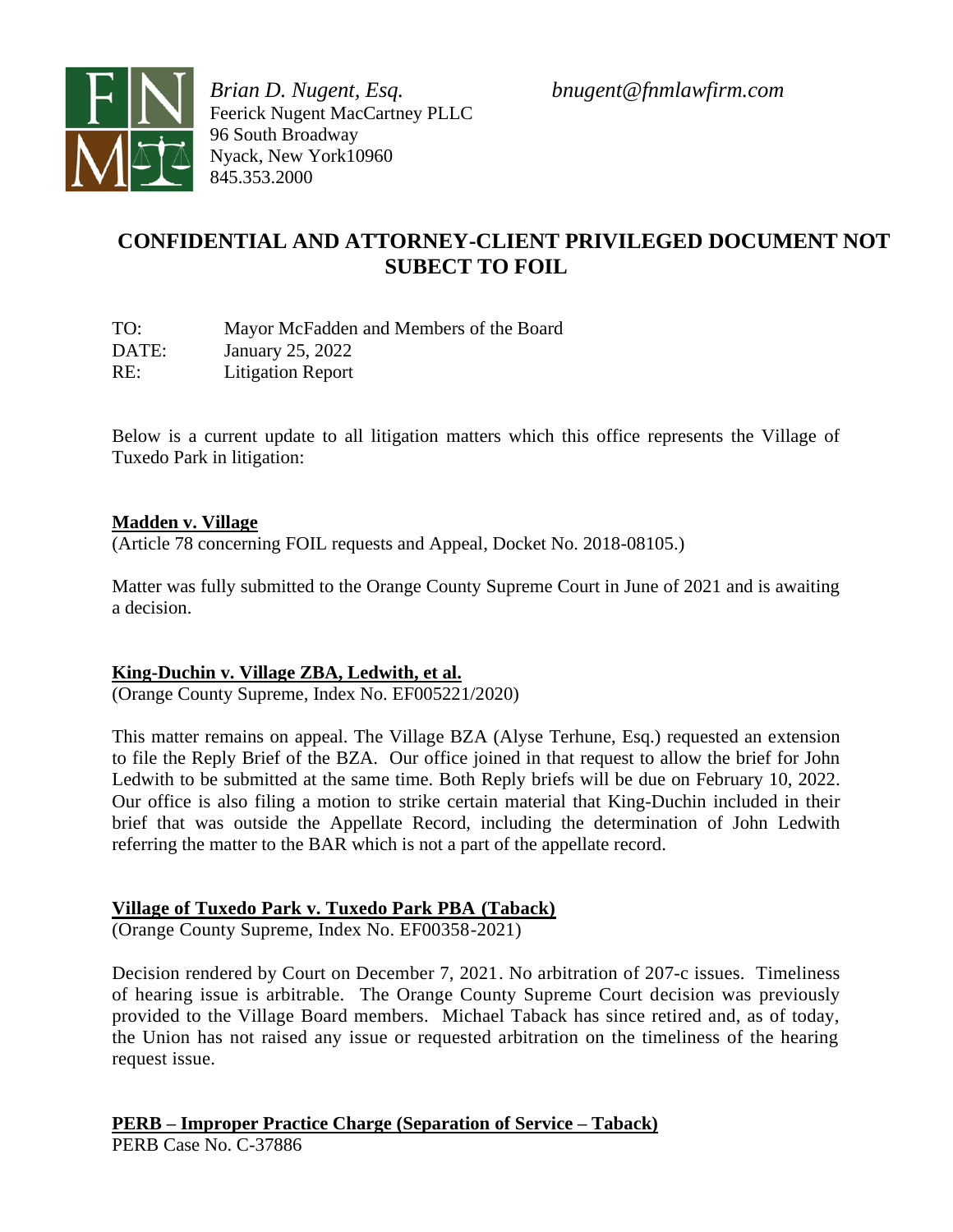*Brian D. Nugent, Esq.* *bnugent@fnmlawfirm.com*
Feerick Nugent MacCartney PLLC
96 South Broadway
Nyack, New York10960
845.353.2000

## CONFIDENTIAL AND ATTORNEY-CLIENT PRIVILEGED DOCUMENT NOT SUBECT TO FOIL

TO: Mayor McFadden and Members of the Board
DATE: January 25, 2022
RE: Litigation Report

Below is a current update to all litigation matters which this office represents the Village of Tuxedo Park in litigation:

**Madden v. Village**
(Article 78 concerning FOIL requests and Appeal, Docket No. 2018-08105.)

Matter was fully submitted to the Orange County Supreme Court in June of 2021 and is awaiting a decision.

**King-Duchin v. Village ZBA, Ledwith, et al.**
(Orange County Supreme, Index No. EF005221/2020)

This matter remains on appeal. The Village BZA (Alyse Terhune, Esq.) requested an extension to file the Reply Brief of the BZA. Our office joined in that request to allow the brief for John Ledwith to be submitted at the same time. Both Reply briefs will be due on February 10, 2022. Our office is also filing a motion to strike certain material that King-Duchin included in their brief that was outside the Appellate Record, including the determination of John Ledwith referring the matter to the BAR which is not a part of the appellate record.

**Village of Tuxedo Park v. Tuxedo Park PBA (Taback)**
(Orange County Supreme, Index No. EF00358-2021)

Decision rendered by Court on December 7, 2021. No arbitration of 207-c issues. Timeliness of hearing issue is arbitrable. The Orange County Supreme Court decision was previously provided to the Village Board members. Michael Taback has since retired and, as of today, the Union has not raised any issue or requested arbitration on the timeliness of the hearing request issue.

**PERB – Improper Practice Charge (Separation of Service – Taback)**
PERB Case No. C-37886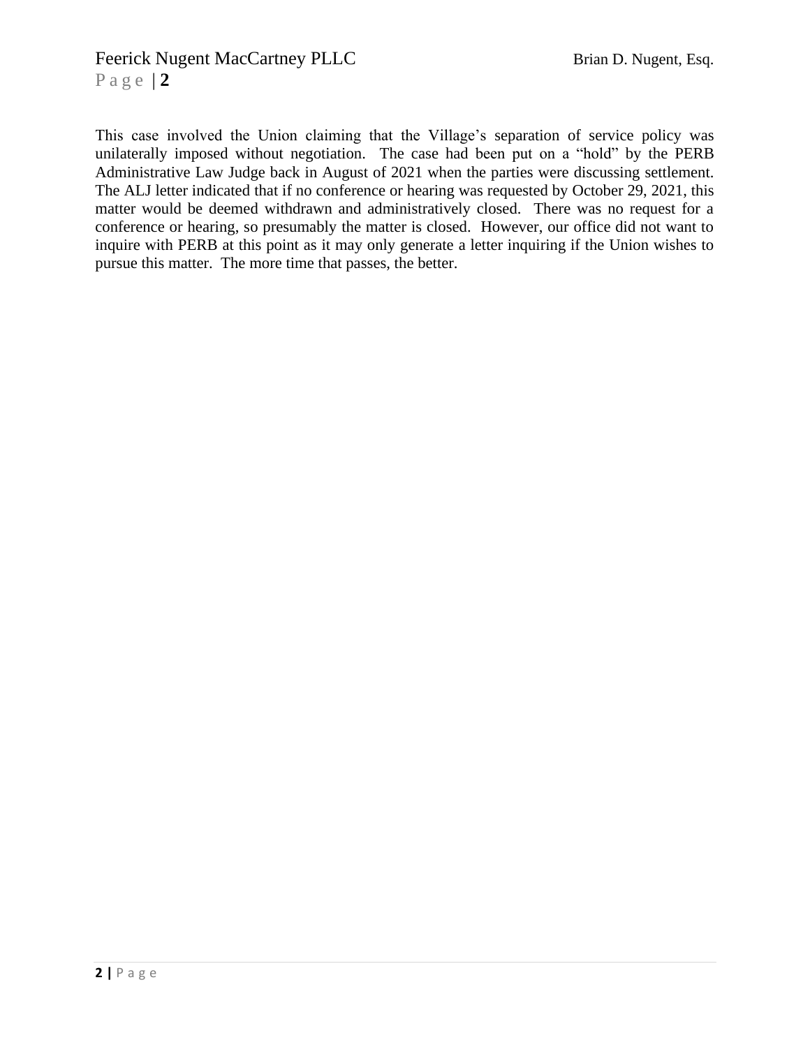This case involved the Union claiming that the Village's separation of service policy was unilaterally imposed without negotiation. The case had been put on a "hold" by the PERB Administrative Law Judge back in August of 2021 when the parties were discussing settlement. The ALJ letter indicated that if no conference or hearing was requested by October 29, 2021, this matter would be deemed withdrawn and administratively closed. There was no request for a conference or hearing, so presumably the matter is closed. However, our office did not want to inquire with PERB at this point as it may only generate a letter inquiring if the Union wishes to pursue this matter. The more time that passes, the better.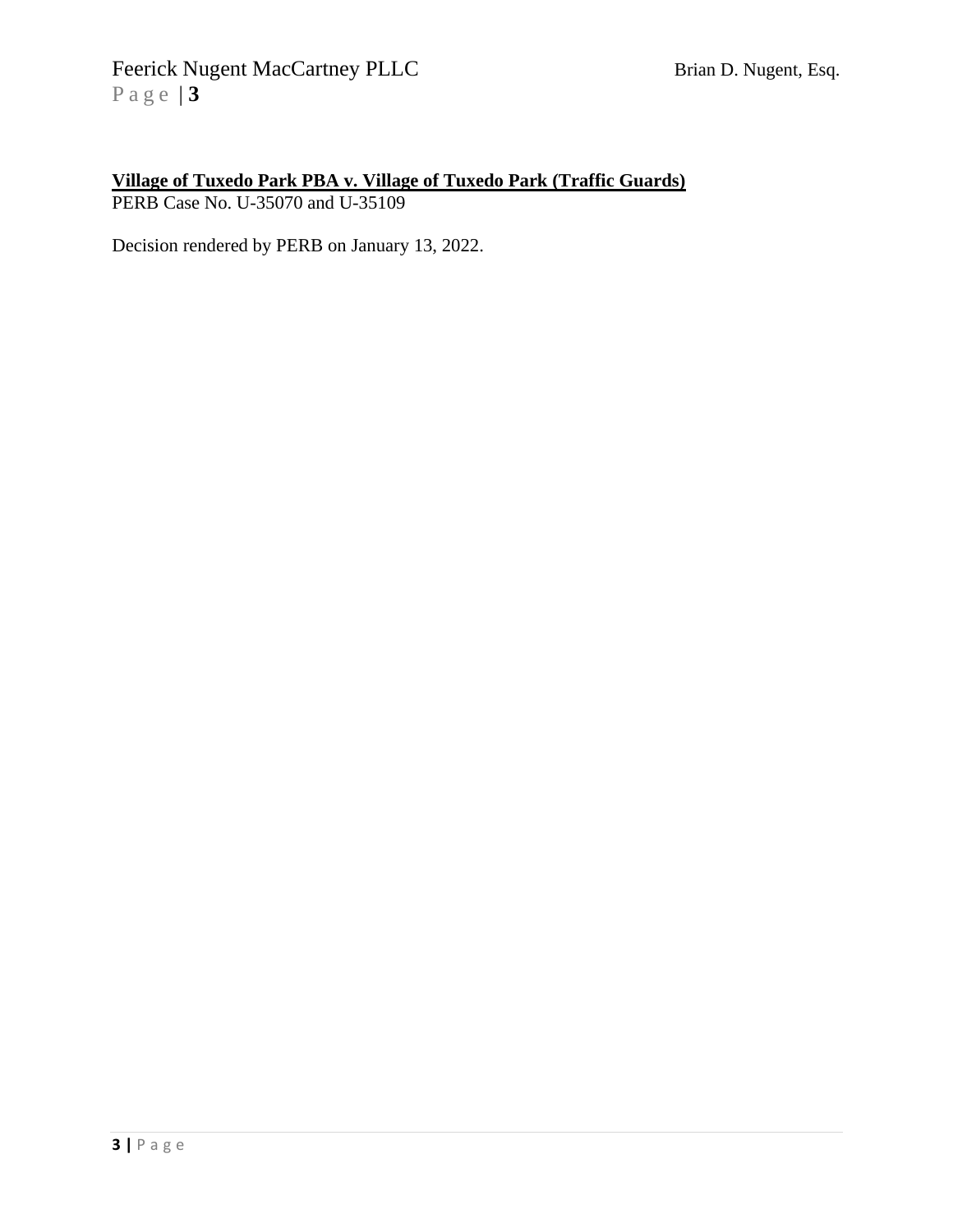**<u>Village of Tuxedo Park PBA v. Village of Tuxedo Park (Traffic Guards)</u>**
PERB Case No. U-35070 and U-35109

Decision rendered by PERB on January 13, 2022.